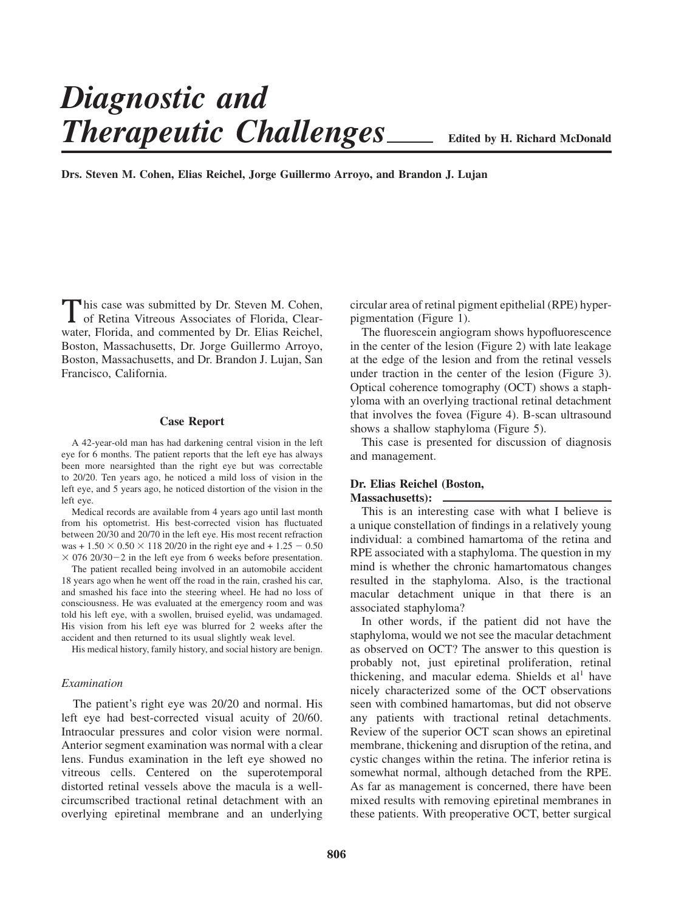// 
# Diagnostic and Therapeutic Challenges

Edited by H. Richard McDonald

**Drs. Steven M. Cohen, Elias Reichel, Jorge Guillermo Arroyo, and Brandon J. Lujan**

This case was submitted by Dr. Steven M. Cohen, of Retina Vitreous Associates of Florida, Clearwater, Florida, and commented by Dr. Elias Reichel, Boston, Massachusetts, Dr. Jorge Guillermo Arroyo, Boston, Massachusetts, and Dr. Brandon J. Lujan, San Francisco, California.

## Case Report

A 42-year-old man has had darkening central vision in the left eye for 6 months. The patient reports that the left eye has always been more nearsighted than the right eye but was correctable to 20/20. Ten years ago, he noticed a mild loss of vision in the left eye, and 5 years ago, he noticed distortion of the vision in the left eye.

Medical records are available from 4 years ago until last month from his optometrist. His best-corrected vision has fluctuated between 20/30 and 20/70 in the left eye. His most recent refraction was + 1.50 × 0.50 × 118 20/20 in the right eye and + 1.25 − 0.50 × 076 20/30−2 in the left eye from 6 weeks before presentation.

The patient recalled being involved in an automobile accident 18 years ago when he went off the road in the rain, crashed his car, and smashed his face into the steering wheel. He had no loss of consciousness. He was evaluated at the emergency room and was told his left eye, with a swollen, bruised eyelid, was undamaged. His vision from his left eye was blurred for 2 weeks after the accident and then returned to its usual slightly weak level.

His medical history, family history, and social history are benign.

### Examination

The patient's right eye was 20/20 and normal. His left eye had best-corrected visual acuity of 20/60. Intraocular pressures and color vision were normal. Anterior segment examination was normal with a clear lens. Fundus examination in the left eye showed no vitreous cells. Centered on the superotemporal distorted retinal vessels above the macula is a well-circumscribed tractional retinal detachment with an overlying epiretinal membrane and an underlying circular area of retinal pigment epithelial (RPE) hyperpigmentation (Figure 1).

The fluorescein angiogram shows hypofluorescence in the center of the lesion (Figure 2) with late leakage at the edge of the lesion and from the retinal vessels under traction in the center of the lesion (Figure 3). Optical coherence tomography (OCT) shows a staphyloma with an overlying tractional retinal detachment that involves the fovea (Figure 4). B-scan ultrasound shows a shallow staphyloma (Figure 5).

This case is presented for discussion of diagnosis and management.

### Dr. Elias Reichel (Boston, Massachusetts):

This is an interesting case with what I believe is a unique constellation of findings in a relatively young individual: a combined hamartoma of the retina and RPE associated with a staphyloma. The question in my mind is whether the chronic hamartomatous changes resulted in the staphyloma. Also, is the tractional macular detachment unique in that there is an associated staphyloma?

In other words, if the patient did not have the staphyloma, would we not see the macular detachment as observed on OCT? The answer to this question is probably not, just epiretinal proliferation, retinal thickening, and macular edema. Shields et al[1] have nicely characterized some of the OCT observations seen with combined hamartomas, but did not observe any patients with tractional retinal detachments. Review of the superior OCT scan shows an epiretinal membrane, thickening and disruption of the retina, and cystic changes within the retina. The inferior retina is somewhat normal, although detached from the RPE. As far as management is concerned, there have been mixed results with removing epiretinal membranes in these patients. With preoperative OCT, better surgical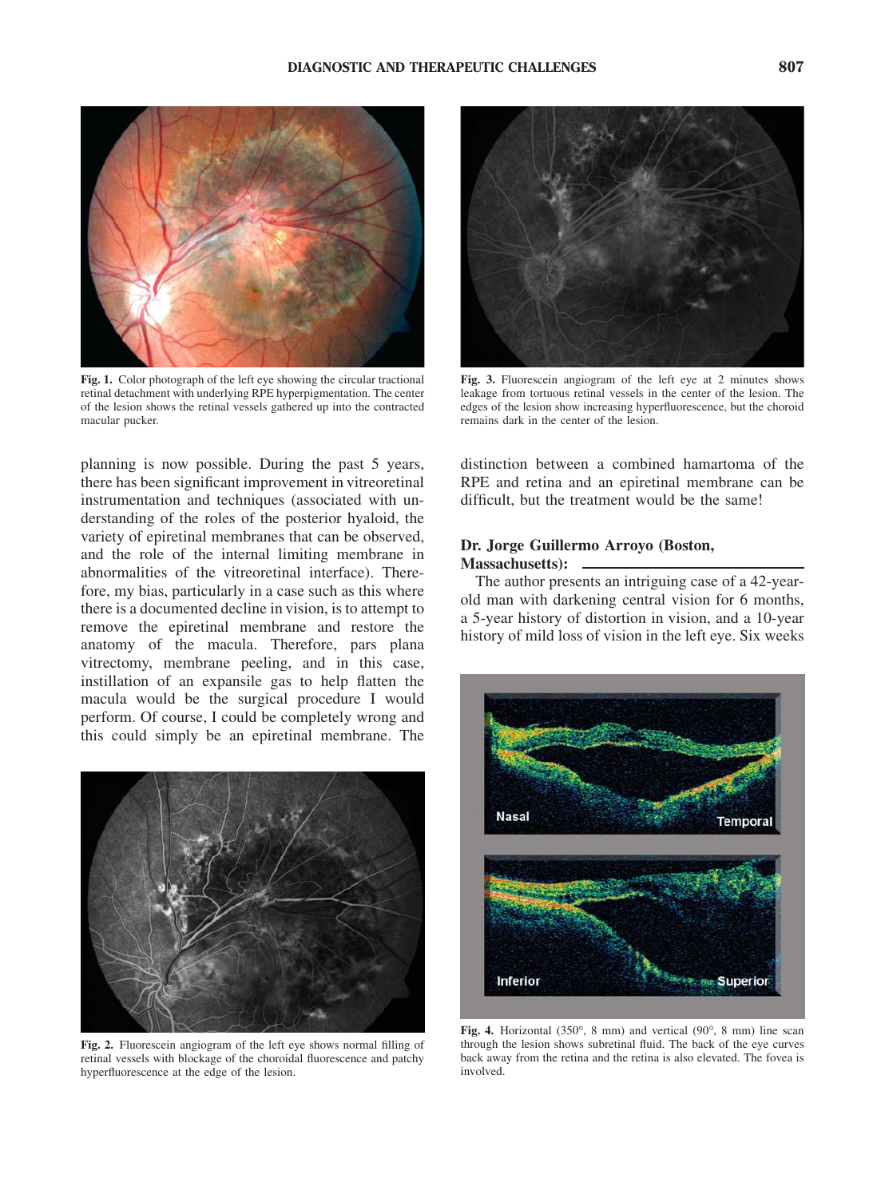Fig. 1. Color photograph of the left eye showing the circular tractional retinal detachment with underlying RPE hyperpigmentation. The center of the lesion shows the retinal vessels gathered up into the contracted macular pucker.

Fig. 3. Fluorescein angiogram of the left eye at 2 minutes shows leakage from tortuous retinal vessels in the center of the lesion. The edges of the lesion show increasing hyperfluorescence, but the choroid remains dark in the center of the lesion.

planning is now possible. During the past 5 years, there has been significant improvement in vitreoretinal instrumentation and techniques (associated with understanding of the roles of the posterior hyaloid, the variety of epiretinal membranes that can be observed, and the role of the internal limiting membrane in abnormalities of the vitreoretinal interface). Therefore, my bias, particularly in a case such as this where there is a documented decline in vision, is to attempt to remove the epiretinal membrane and restore the anatomy of the macula. Therefore, pars plana vitrectomy, membrane peeling, and in this case, instillation of an expansile gas to help flatten the macula would be the surgical procedure I would perform. Of course, I could be completely wrong and this could simply be an epiretinal membrane. The distinction between a combined hamartoma of the RPE and retina and an epiretinal membrane can be difficult, but the treatment would be the same!

Fig. 2. Fluorescein angiogram of the left eye shows normal filling of retinal vessels with blockage of the choroidal fluorescence and patchy hyperfluorescence at the edge of the lesion.

### Dr. Jorge Guillermo Arroyo (Boston, Massachusetts):

The author presents an intriguing case of a 42-year-old man with darkening central vision for 6 months, a 5-year history of distortion in vision, and a 10-year history of mild loss of vision in the left eye. Six weeks

Fig. 4. Horizontal (350°, 8 mm) and vertical (90°, 8 mm) line scan through the lesion shows subretinal fluid. The back of the eye curves back away from the retina and the retina is also elevated. The fovea is involved.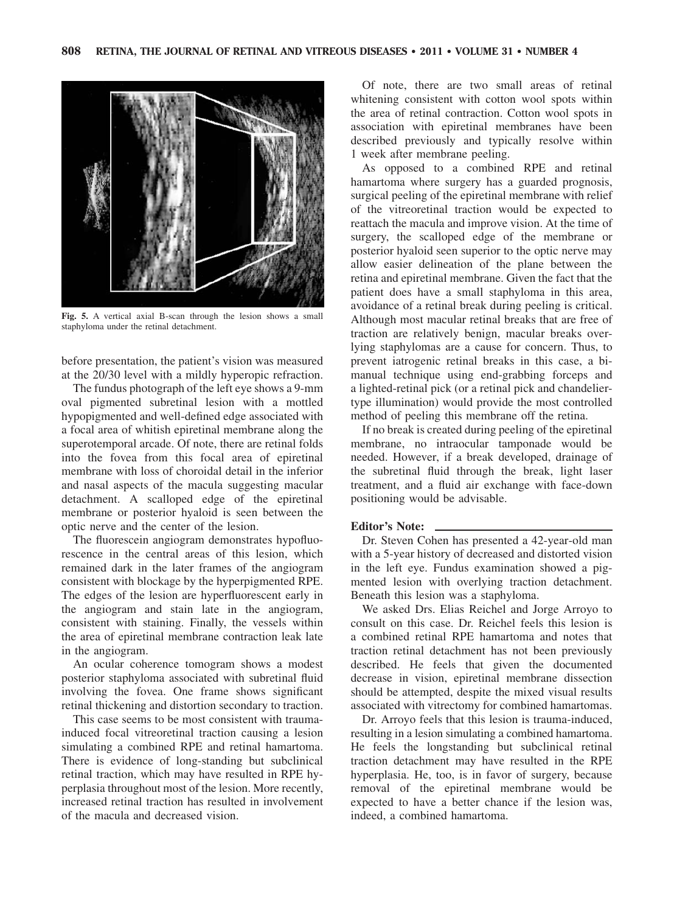Fig. 5. A vertical axial B-scan through the lesion shows a small staphyloma under the retinal detachment.

before presentation, the patient's vision was measured at the 20/30 level with a mildly hyperopic refraction.

The fundus photograph of the left eye shows a 9-mm oval pigmented subretinal lesion with a mottled hypopigmented and well-defined edge associated with a focal area of whitish epiretinal membrane along the superotemporal arcade. Of note, there are retinal folds into the fovea from this focal area of epiretinal membrane with loss of choroidal detail in the inferior and nasal aspects of the macula suggesting macular detachment. A scalloped edge of the epiretinal membrane or posterior hyaloid is seen between the optic nerve and the center of the lesion.

The fluorescein angiogram demonstrates hypofluorescence in the central areas of this lesion, which remained dark in the later frames of the angiogram consistent with blockage by the hyperpigmented RPE. The edges of the lesion are hyperfluorescent early in the angiogram and stain late in the angiogram, consistent with staining. Finally, the vessels within the area of epiretinal membrane contraction leak late in the angiogram.

An ocular coherence tomogram shows a modest posterior staphyloma associated with subretinal fluid involving the fovea. One frame shows significant retinal thickening and distortion secondary to traction.

This case seems to be most consistent with trauma-induced focal vitreoretinal traction causing a lesion simulating a combined RPE and retinal hamartoma. There is evidence of long-standing but subclinical retinal traction, which may have resulted in RPE hyperplasia throughout most of the lesion. More recently, increased retinal traction has resulted in involvement of the macula and decreased vision.

Of note, there are two small areas of retinal whitening consistent with cotton wool spots within the area of retinal contraction. Cotton wool spots in association with epiretinal membranes have been described previously and typically resolve within 1 week after membrane peeling.

As opposed to a combined RPE and retinal hamartoma where surgery has a guarded prognosis, surgical peeling of the epiretinal membrane with relief of the vitreoretinal traction would be expected to reattach the macula and improve vision. At the time of surgery, the scalloped edge of the membrane or posterior hyaloid seen superior to the optic nerve may allow easier delineation of the plane between the retina and epiretinal membrane. Given the fact that the patient does have a small staphyloma in this area, avoidance of a retinal break during peeling is critical. Although most macular retinal breaks that are free of traction are relatively benign, macular breaks overlying staphylomas are a cause for concern. Thus, to prevent iatrogenic retinal breaks in this case, a bimanual technique using end-grabbing forceps and a lighted-retinal pick (or a retinal pick and chandelier-type illumination) would provide the most controlled method of peeling this membrane off the retina.

If no break is created during peeling of the epiretinal membrane, no intraocular tamponade would be needed. However, if a break developed, drainage of the subretinal fluid through the break, light laser treatment, and a fluid air exchange with face-down positioning would be advisable.

**Editor's Note:**

Dr. Steven Cohen has presented a 42-year-old man with a 5-year history of decreased and distorted vision in the left eye. Fundus examination showed a pigmented lesion with overlying traction detachment. Beneath this lesion was a staphyloma.

We asked Drs. Elias Reichel and Jorge Arroyo to consult on this case. Dr. Reichel feels this lesion is a combined retinal RPE hamartoma and notes that traction retinal detachment has not been previously described. He feels that given the documented decrease in vision, epiretinal membrane dissection should be attempted, despite the mixed visual results associated with vitrectomy for combined hamartomas.

Dr. Arroyo feels that this lesion is trauma-induced, resulting in a lesion simulating a combined hamartoma. He feels the longstanding but subclinical retinal traction detachment may have resulted in the RPE hyperplasia. He, too, is in favor of surgery, because removal of the epiretinal membrane would be expected to have a better chance if the lesion was, indeed, a combined hamartoma.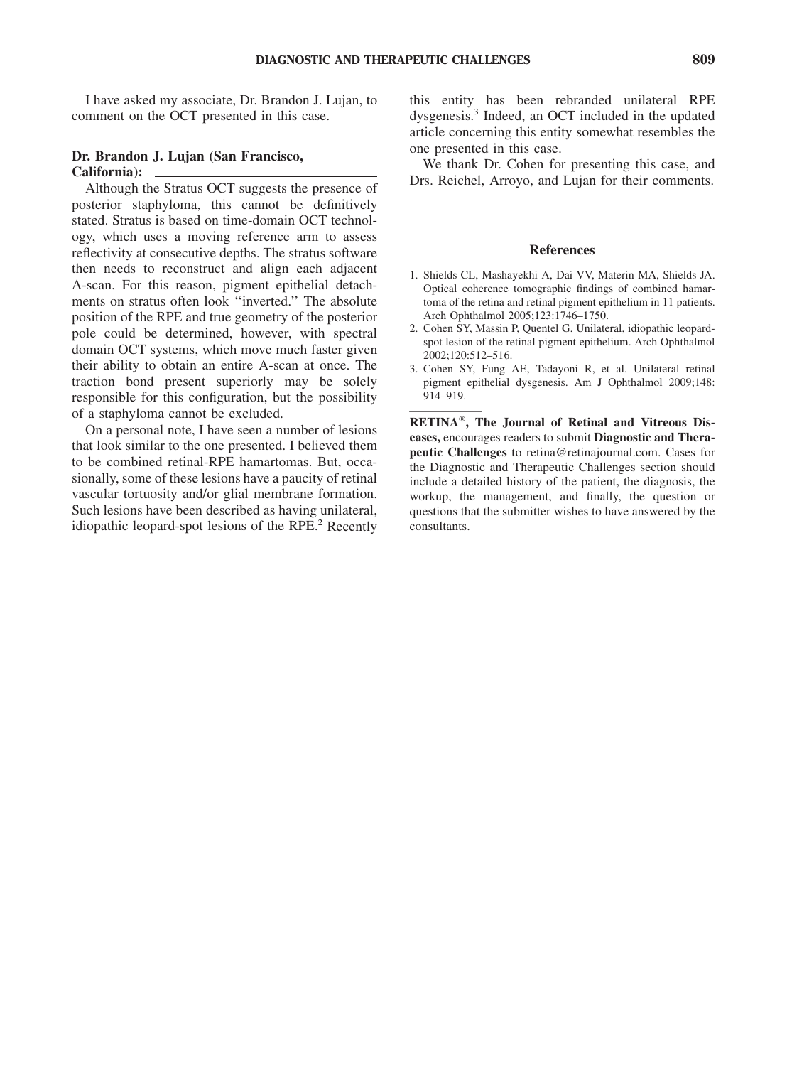I have asked my associate, Dr. Brandon J. Lujan, to comment on the OCT presented in this case.

### Dr. Brandon J. Lujan (San Francisco, California):

Although the Stratus OCT suggests the presence of posterior staphyloma, this cannot be definitively stated. Stratus is based on time-domain OCT technology, which uses a moving reference arm to assess reflectivity at consecutive depths. The stratus software then needs to reconstruct and align each adjacent A-scan. For this reason, pigment epithelial detachments on stratus often look ''inverted.'' The absolute position of the RPE and true geometry of the posterior pole could be determined, however, with spectral domain OCT systems, which move much faster given their ability to obtain an entire A-scan at once. The traction bond present superiorly may be solely responsible for this configuration, but the possibility of a staphyloma cannot be excluded.

On a personal note, I have seen a number of lesions that look similar to the one presented. I believed them to be combined retinal-RPE hamartomas. But, occasionally, some of these lesions have a paucity of retinal vascular tortuosity and/or glial membrane formation. Such lesions have been described as having unilateral, idiopathic leopard-spot lesions of the RPE.[2] Recently this entity has been rebranded unilateral RPE dysgenesis.[3] Indeed, an OCT included in the updated article concerning this entity somewhat resembles the one presented in this case.

We thank Dr. Cohen for presenting this case, and Drs. Reichel, Arroyo, and Lujan for their comments.

## References

1. Shields CL, Mashayekhi A, Dai VV, Materin MA, Shields JA. Optical coherence tomographic findings of combined hamartoma of the retina and retinal pigment epithelium in 11 patients. Arch Ophthalmol 2005;123:1746–1750.
2. Cohen SY, Massin P, Quentel G. Unilateral, idiopathic leopard-spot lesion of the retinal pigment epithelium. Arch Ophthalmol 2002;120:512–516.
3. Cohen SY, Fung AE, Tadayoni R, et al. Unilateral retinal pigment epithelial dysgenesis. Am J Ophthalmol 2009;148: 914–919.

**RETINA®, The Journal of Retinal and Vitreous Diseases,** encourages readers to submit **Diagnostic and Therapeutic Challenges** to retina@retinajournal.com. Cases for the Diagnostic and Therapeutic Challenges section should include a detailed history of the patient, the diagnosis, the workup, the management, and finally, the question or questions that the submitter wishes to have answered by the consultants.